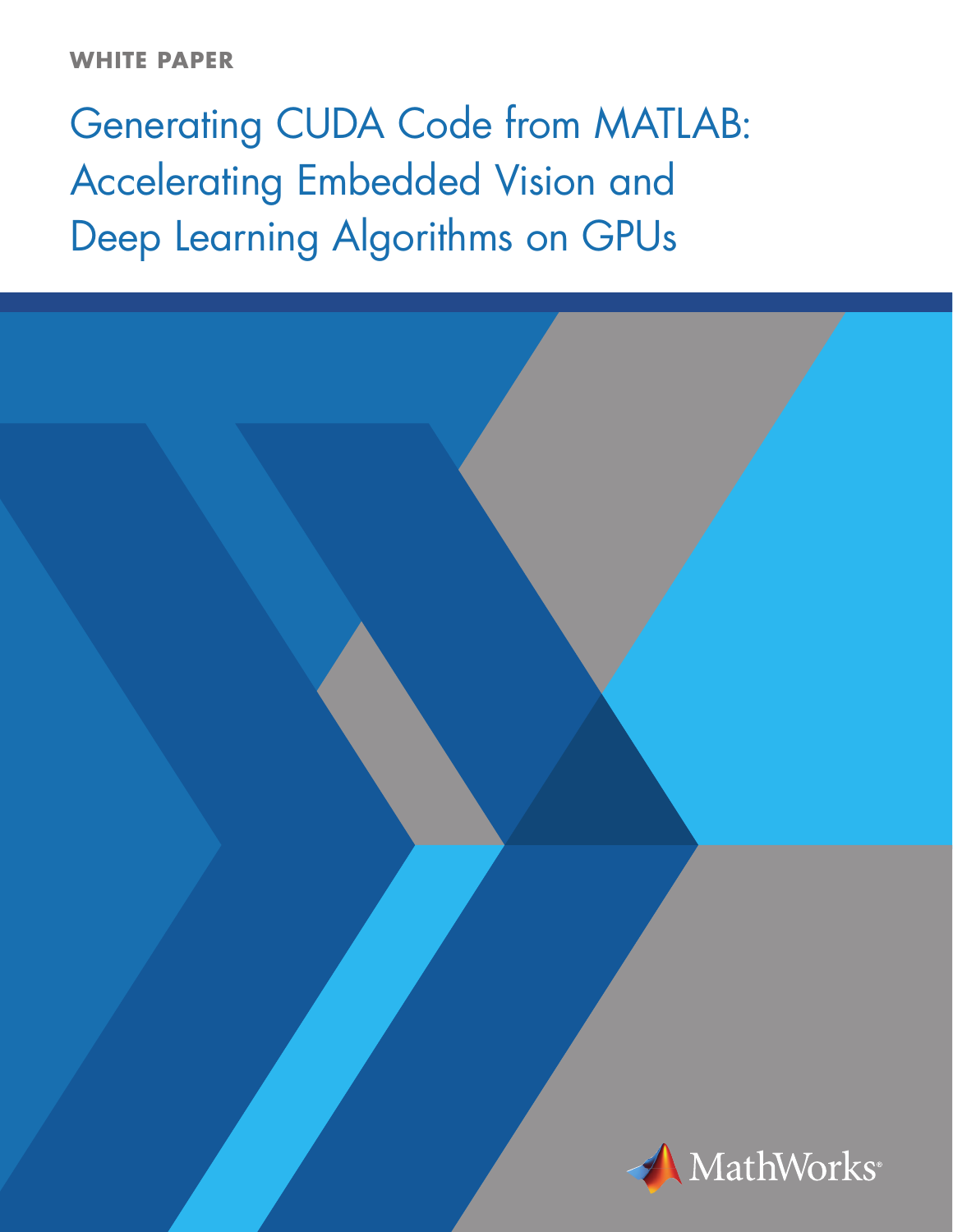WHITE PAPER

# Generating CUDA Code from MATLAB: Accelerating Embedded Vision and Deep Learning Algorithms on GPUs

MathWorks®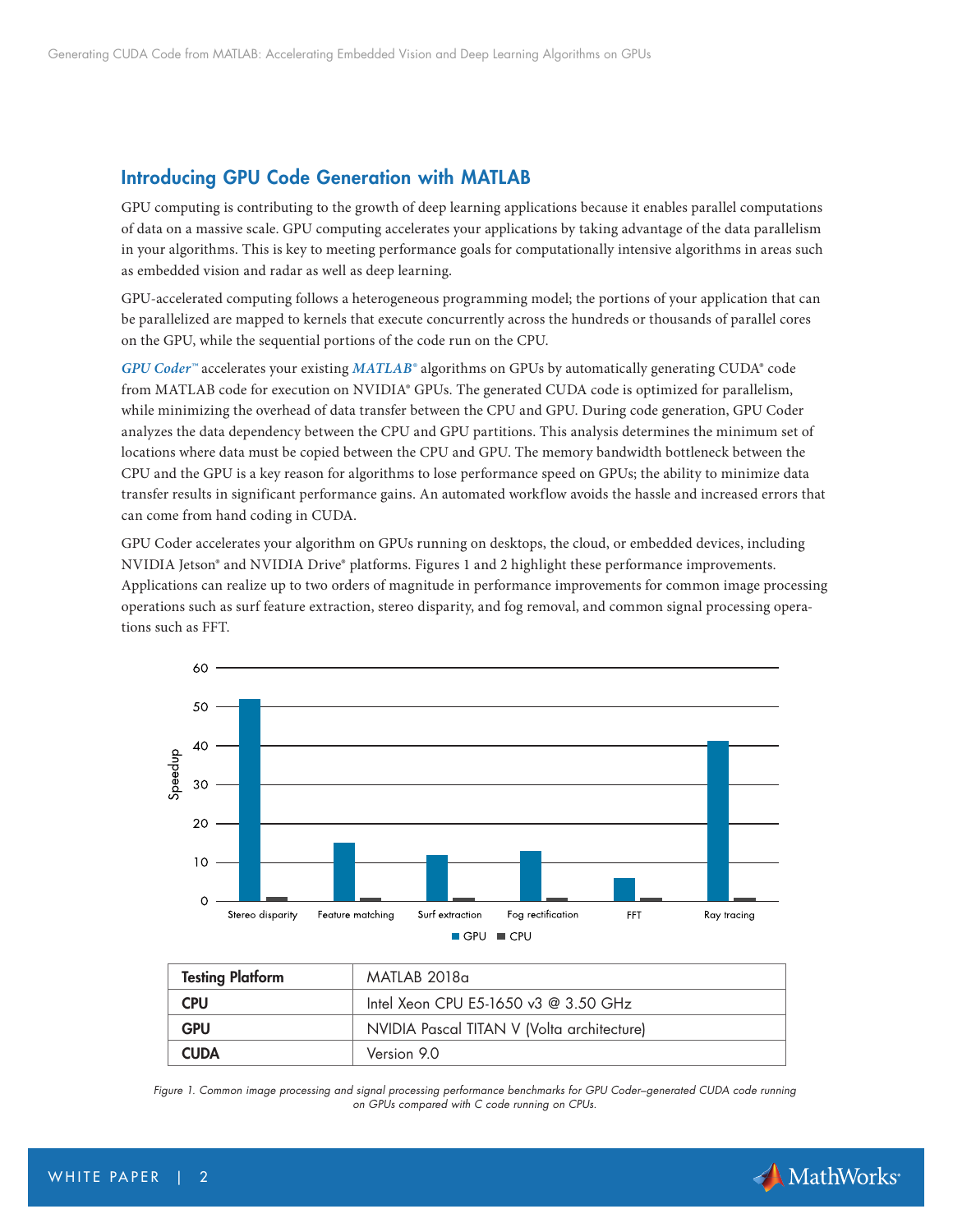## Introducing GPU Code Generation with MATLAB

GPU computing is contributing to the growth of deep learning applications because it enables parallel computations of data on a massive scale. GPU computing accelerates your applications by taking advantage of the data parallelism in your algorithms. This is key to meeting performance goals for computationally intensive algorithms in areas such as embedded vision and radar as well as deep learning.

GPU-accelerated computing follows a heterogeneous programming model; the portions of your application that can be parallelized are mapped to kernels that execute concurrently across the hundreds or thousands of parallel cores on the GPU, while the sequential portions of the code run on the CPU.

***GPU Coder™*** accelerates your existing ***MATLAB®*** algorithms on GPUs by automatically generating CUDA® code from MATLAB code for execution on NVIDIA® GPUs. The generated CUDA code is optimized for parallelism, while minimizing the overhead of data transfer between the CPU and GPU. During code generation, GPU Coder analyzes the data dependency between the CPU and GPU partitions. This analysis determines the minimum set of locations where data must be copied between the CPU and GPU. The memory bandwidth bottleneck between the CPU and the GPU is a key reason for algorithms to lose performance speed on GPUs; the ability to minimize data transfer results in significant performance gains. An automated workflow avoids the hassle and increased errors that can come from hand coding in CUDA.

GPU Coder accelerates your algorithm on GPUs running on desktops, the cloud, or embedded devices, including NVIDIA Jetson® and NVIDIA Drive® platforms. Figures 1 and 2 highlight these performance improvements. Applications can realize up to two orders of magnitude in performance improvements for common image processing operations such as surf feature extraction, stereo disparity, and fog removal, and common signal processing operations such as FFT.

| Testing Platform | MATLAB 2018a |
|---|---|
| **CPU** | Intel Xeon CPU E5-1650 v3 @ 3.50 GHz |
| **GPU** | NVIDIA Pascal TITAN V (Volta architecture) |
| **CUDA** | Version 9.0 |

*Figure 1. Common image processing and signal processing performance benchmarks for GPU Coder–generated CUDA code running on GPUs compared with C code running on CPUs.*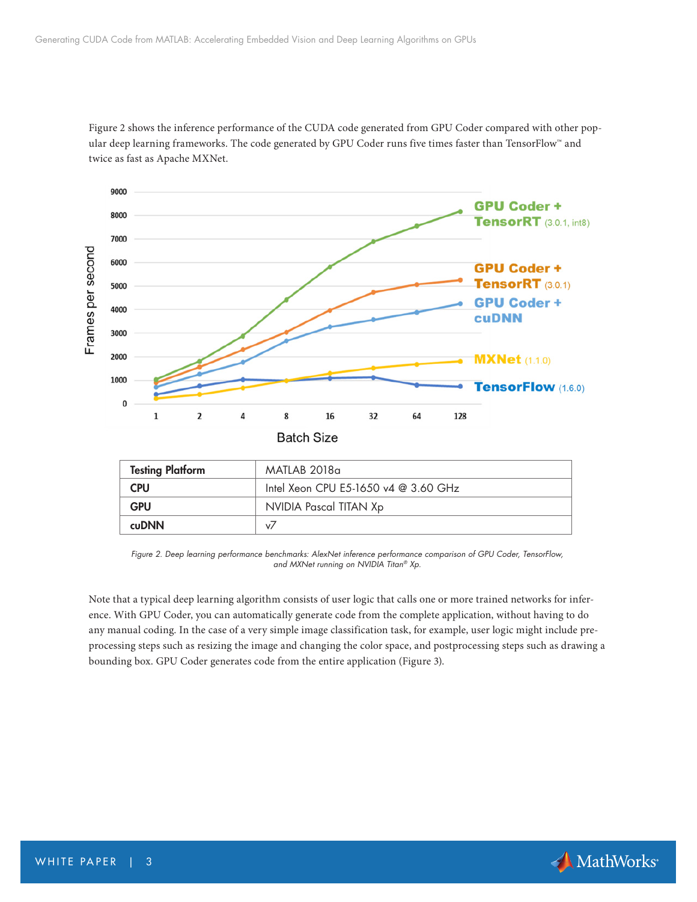Figure 2 shows the inference performance of the CUDA code generated from GPU Coder compared with other popular deep learning frameworks. The code generated by GPU Coder runs five times faster than TensorFlow™ and twice as fast as Apache MXNet.

| Testing Platform | MATLAB 2018a |
|---|---|
| CPU | Intel Xeon CPU E5-1650 v4 @ 3.60 GHz |
| GPU | NVIDIA Pascal TITAN Xp |
| cuDNN | v7 |

*Figure 2. Deep learning performance benchmarks: AlexNet inference performance comparison of GPU Coder, TensorFlow, and MXNet running on NVIDIA Titan® Xp.*

Note that a typical deep learning algorithm consists of user logic that calls one or more trained networks for inference. With GPU Coder, you can automatically generate code from the complete application, without having to do any manual coding. In the case of a very simple image classification task, for example, user logic might include preprocessing steps such as resizing the image and changing the color space, and postprocessing steps such as drawing a bounding box. GPU Coder generates code from the entire application (Figure 3).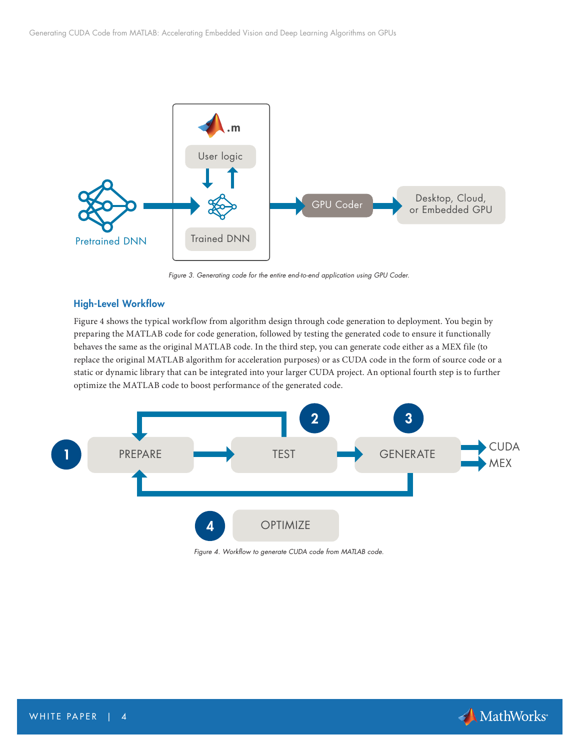Figure 3. Generating code for the entire end-to-end application using GPU Coder.

### High-Level Workflow

Figure 4 shows the typical workflow from algorithm design through code generation to deployment. You begin by preparing the MATLAB code for code generation, followed by testing the generated code to ensure it functionally behaves the same as the original MATLAB code. In the third step, you can generate code either as a MEX file (to replace the original MATLAB algorithm for acceleration purposes) or as CUDA code in the form of source code or a static or dynamic library that can be integrated into your larger CUDA project. An optional fourth step is to further optimize the MATLAB code to boost performance of the generated code.

Figure 4. Workflow to generate CUDA code from MATLAB code.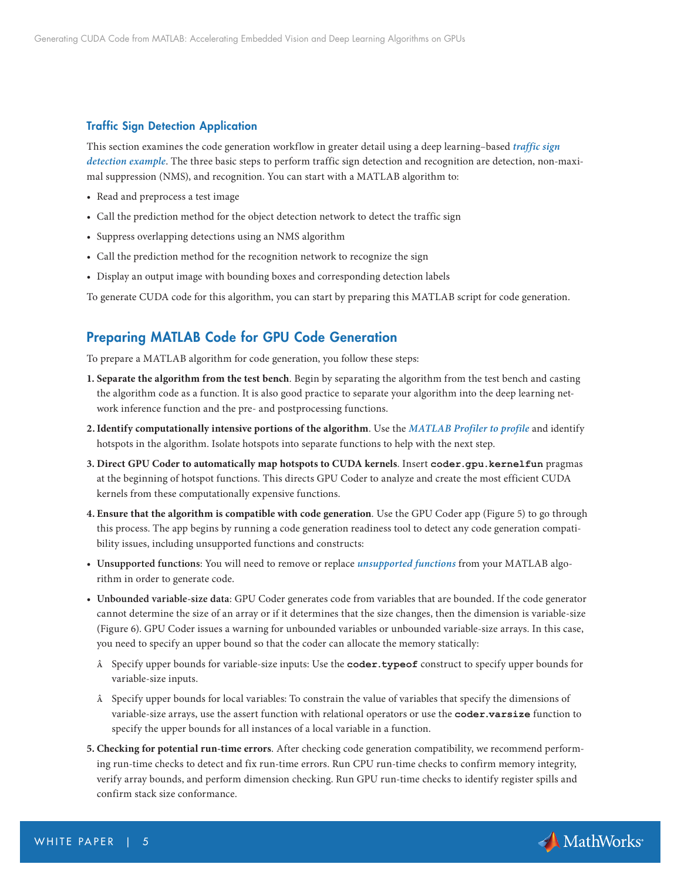### Traffic Sign Detection Application

This section examines the code generation workflow in greater detail using a deep learning–based ***traffic sign detection example***. The three basic steps to perform traffic sign detection and recognition are detection, non-maximal suppression (NMS), and recognition. You can start with a MATLAB algorithm to:

- Read and preprocess a test image
- Call the prediction method for the object detection network to detect the traffic sign
- Suppress overlapping detections using an NMS algorithm
- Call the prediction method for the recognition network to recognize the sign
- Display an output image with bounding boxes and corresponding detection labels

To generate CUDA code for this algorithm, you can start by preparing this MATLAB script for code generation.

## Preparing MATLAB Code for GPU Code Generation

To prepare a MATLAB algorithm for code generation, you follow these steps:

1. **Separate the algorithm from the test bench**. Begin by separating the algorithm from the test bench and casting the algorithm code as a function. It is also good practice to separate your algorithm into the deep learning network inference function and the pre- and postprocessing functions.
2. **Identify computationally intensive portions of the algorithm**. Use the ***MATLAB Profiler to profile*** and identify hotspots in the algorithm. Isolate hotspots into separate functions to help with the next step.
3. **Direct GPU Coder to automatically map hotspots to CUDA kernels**. Insert **`coder.gpu.kernelfun`** pragmas at the beginning of hotspot functions. This directs GPU Coder to analyze and create the most efficient CUDA kernels from these computationally expensive functions.
4. **Ensure that the algorithm is compatible with code generation**. Use the GPU Coder app (Figure 5) to go through this process. The app begins by running a code generation readiness tool to detect any code generation compatibility issues, including unsupported functions and constructs:

- **Unsupported functions**: You will need to remove or replace ***unsupported functions*** from your MATLAB algorithm in order to generate code.
- **Unbounded variable-size data**: GPU Coder generates code from variables that are bounded. If the code generator cannot determine the size of an array or if it determines that the size changes, then the dimension is variable-size (Figure 6). GPU Coder issues a warning for unbounded variables or unbounded variable-size arrays. In this case, you need to specify an upper bound so that the coder can allocate the memory statically:
  - Specify upper bounds for variable-size inputs: Use the **`coder.typeof`** construct to specify upper bounds for variable-size inputs.
  - Specify upper bounds for local variables: To constrain the value of variables that specify the dimensions of variable-size arrays, use the assert function with relational operators or use the **`coder.varsize`** function to specify the upper bounds for all instances of a local variable in a function.

5. **Checking for potential run-time errors**. After checking code generation compatibility, we recommend performing run-time checks to detect and fix run-time errors. Run CPU run-time checks to confirm memory integrity, verify array bounds, and perform dimension checking. Run GPU run-time checks to identify register spills and confirm stack size conformance.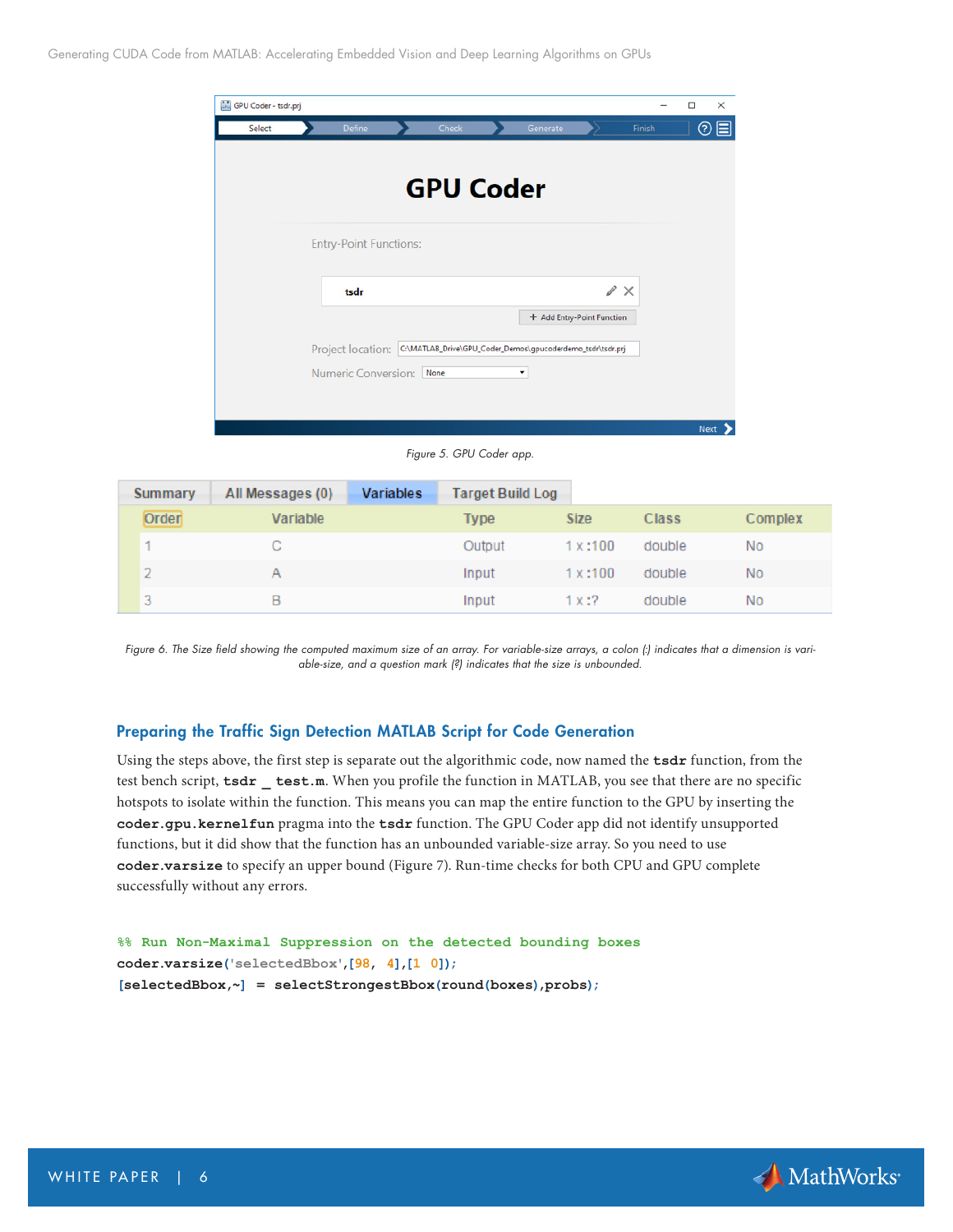Figure 5. GPU Coder app.

| Order | Variable | Type | Size | Class | Complex |
|---|---|---|---|---|---|
| 1 | C | Output | 1 x :100 | double | No |
| 2 | A | Input | 1 x :100 | double | No |
| 3 | B | Input | 1 x :? | double | No |

Figure 6. The Size field showing the computed maximum size of an array. For variable-size arrays, a colon (:) indicates that a dimension is variable-size, and a question mark (?) indicates that the size is unbounded.

## Preparing the Traffic Sign Detection MATLAB Script for Code Generation

Using the steps above, the first step is separate out the algorithmic code, now named the **tsdr** function, from the test bench script, **tsdr _ test.m**. When you profile the function in MATLAB, you see that there are no specific hotspots to isolate within the function. This means you can map the entire function to the GPU by inserting the **coder.gpu.kernelfun** pragma into the **tsdr** function. The GPU Coder app did not identify unsupported functions, but it did show that the function has an unbounded variable-size array. So you need to use **coder.varsize** to specify an upper bound (Figure 7). Run-time checks for both CPU and GPU complete successfully without any errors.

```
%% Run Non-Maximal Suppression on the detected bounding boxes
coder.varsize('selectedBbox',[98, 4],[1 0]);
[selectedBbox,~] = selectStrongestBbox(round(boxes),probs);
```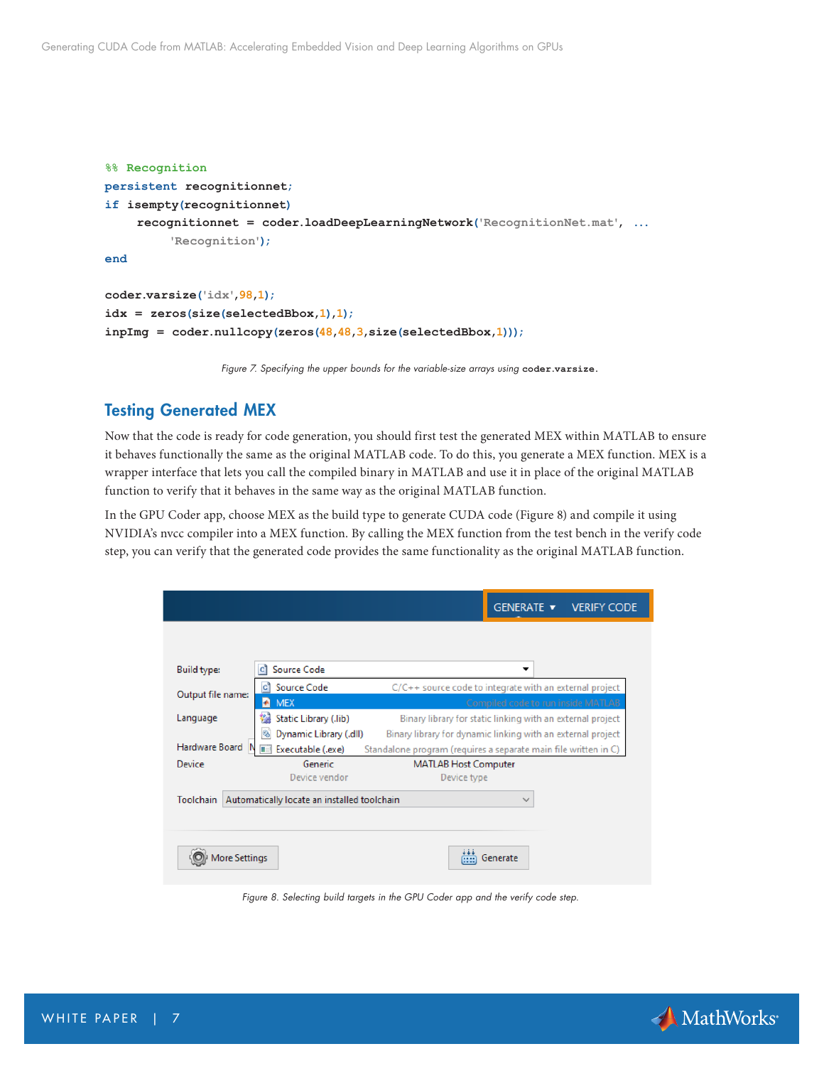```
%% Recognition
persistent recognitionnet;
if isempty(recognitionnet)
    recognitionnet = coder.loadDeepLearningNetwork('RecognitionNet.mat', ...
        'Recognition');
end

coder.varsize('idx',98,1);
idx = zeros(size(selectedBbox,1),1);
inpImg = coder.nullcopy(zeros(48,48,3,size(selectedBbox,1)));
```

*Figure 7. Specifying the upper bounds for the variable-size arrays using* `coder.varsize`.

## Testing Generated MEX

Now that the code is ready for code generation, you should first test the generated MEX within MATLAB to ensure it behaves functionally the same as the original MATLAB code. To do this, you generate a MEX function. MEX is a wrapper interface that lets you call the compiled binary in MATLAB and use it in place of the original MATLAB function to verify that it behaves in the same way as the original MATLAB function.

In the GPU Coder app, choose MEX as the build type to generate CUDA code (Figure 8) and compile it using NVIDIA's nvcc compiler into a MEX function. By calling the MEX function from the test bench in the verify code step, you can verify that the generated code provides the same functionality as the original MATLAB function.

*Figure 8. Selecting build targets in the GPU Coder app and the verify code step.*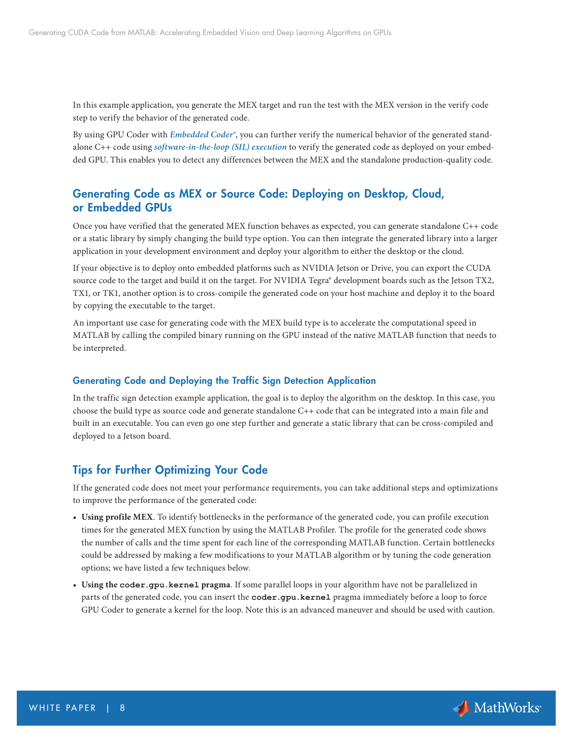In this example application, you generate the MEX target and run the test with the MEX version in the verify code step to verify the behavior of the generated code.

By using GPU Coder with ***Embedded Coder®***, you can further verify the numerical behavior of the generated standalone C++ code using ***software-in-the-loop (SIL) execution*** to verify the generated code as deployed on your embedded GPU. This enables you to detect any differences between the MEX and the standalone production-quality code.

## Generating Code as MEX or Source Code: Deploying on Desktop, Cloud, or Embedded GPUs

Once you have verified that the generated MEX function behaves as expected, you can generate standalone C++ code or a static library by simply changing the build type option. You can then integrate the generated library into a larger application in your development environment and deploy your algorithm to either the desktop or the cloud.

If your objective is to deploy onto embedded platforms such as NVIDIA Jetson or Drive, you can export the CUDA source code to the target and build it on the target. For NVIDIA Tegra® development boards such as the Jetson TX2, TX1, or TK1, another option is to cross-compile the generated code on your host machine and deploy it to the board by copying the executable to the target.

An important use case for generating code with the MEX build type is to accelerate the computational speed in MATLAB by calling the compiled binary running on the GPU instead of the native MATLAB function that needs to be interpreted.

### Generating Code and Deploying the Traffic Sign Detection Application

In the traffic sign detection example application, the goal is to deploy the algorithm on the desktop. In this case, you choose the build type as source code and generate standalone C++ code that can be integrated into a main file and built in an executable. You can even go one step further and generate a static library that can be cross-compiled and deployed to a Jetson board.

## Tips for Further Optimizing Your Code

If the generated code does not meet your performance requirements, you can take additional steps and optimizations to improve the performance of the generated code:

- **Using profile MEX**. To identify bottlenecks in the performance of the generated code, you can profile execution times for the generated MEX function by using the MATLAB Profiler. The profile for the generated code shows the number of calls and the time spent for each line of the corresponding MATLAB function. Certain bottlenecks could be addressed by making a few modifications to your MATLAB algorithm or by tuning the code generation options; we have listed a few techniques below.
- **Using the `coder.gpu.kernel` pragma**. If some parallel loops in your algorithm have not be parallelized in parts of the generated code, you can insert the `coder.gpu.kernel` pragma immediately before a loop to force GPU Coder to generate a kernel for the loop. Note this is an advanced maneuver and should be used with caution.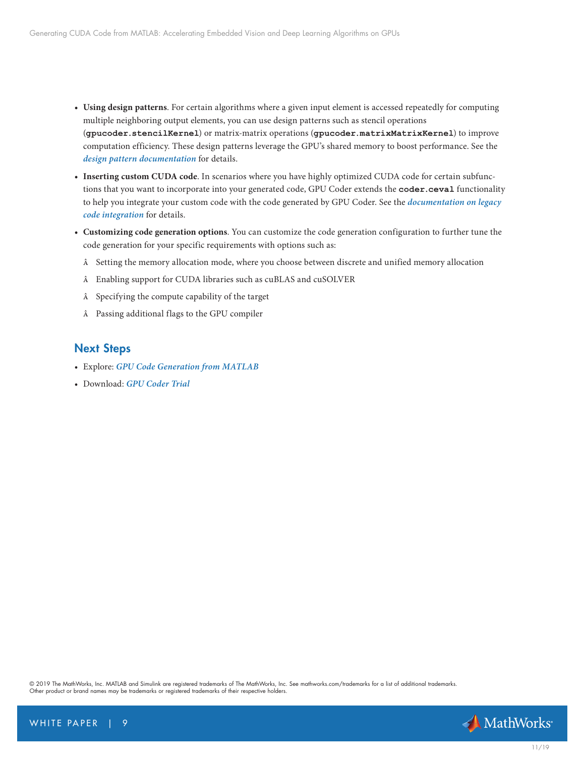- **Using design patterns**. For certain algorithms where a given input element is accessed repeatedly for computing multiple neighboring output elements, you can use design patterns such as stencil operations (`gpucoder.stencilKernel`) or matrix-matrix operations (`gpucoder.matrixMatrixKernel`) to improve computation efficiency. These design patterns leverage the GPU's shared memory to boost performance. See the *design pattern documentation* for details.
- **Inserting custom CUDA code**. In scenarios where you have highly optimized CUDA code for certain subfunctions that you want to incorporate into your generated code, GPU Coder extends the `coder.ceval` functionality to help you integrate your custom code with the code generated by GPU Coder. See the *documentation on legacy code integration* for details.
- **Customizing code generation options**. You can customize the code generation configuration to further tune the code generation for your specific requirements with options such as:
  - Setting the memory allocation mode, where you choose between discrete and unified memory allocation
  - Enabling support for CUDA libraries such as cuBLAS and cuSOLVER
  - Specifying the compute capability of the target
  - Passing additional flags to the GPU compiler

## Next Steps

- Explore: *GPU Code Generation from MATLAB*
- Download: *GPU Coder Trial*

© 2019 The MathWorks, Inc. MATLAB and Simulink are registered trademarks of The MathWorks, Inc. See mathworks.com/trademarks for a list of additional trademarks. Other product or brand names may be trademarks or registered trademarks of their respective holders.